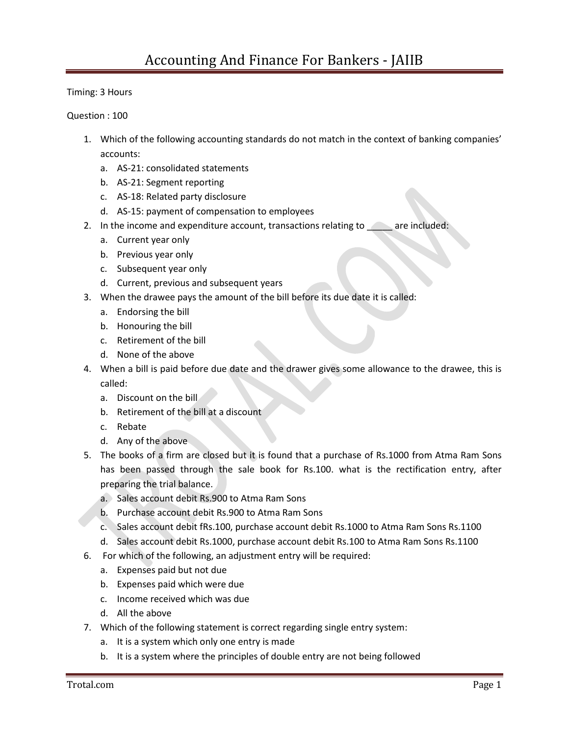# Accounting And Finance For Bankers - JAIIB

Timing: 3 Hours

Question : 100

1. Which of the following accounting standards do not match in the context of banking companies' accounts:
   a. AS-21: consolidated statements
   b. AS-21: Segment reporting
   c. AS-18: Related party disclosure
   d. AS-15: payment of compensation to employees
2. In the income and expenditure account, transactions relating to _____ are included:
   a. Current year only
   b. Previous year only
   c. Subsequent year only
   d. Current, previous and subsequent years
3. When the drawee pays the amount of the bill before its due date it is called:
   a. Endorsing the bill
   b. Honouring the bill
   c. Retirement of the bill
   d. None of the above
4. When a bill is paid before due date and the drawer gives some allowance to the drawee, this is called:
   a. Discount on the bill
   b. Retirement of the bill at a discount
   c. Rebate
   d. Any of the above
5. The books of a firm are closed but it is found that a purchase of Rs.1000 from Atma Ram Sons has been passed through the sale book for Rs.100. what is the rectification entry, after preparing the trial balance.
   a. Sales account debit Rs.900 to Atma Ram Sons
   b. Purchase account debit Rs.900 to Atma Ram Sons
   c. Sales account debit fRs.100, purchase account debit Rs.1000 to Atma Ram Sons Rs.1100
   d. Sales account debit Rs.1000, purchase account debit Rs.100 to Atma Ram Sons Rs.1100
6. For which of the following, an adjustment entry will be required:
   a. Expenses paid but not due
   b. Expenses paid which were due
   c. Income received which was due
   d. All the above
7. Which of the following statement is correct regarding single entry system:
   a. It is a system which only one entry is made
   b. It is a system where the principles of double entry are not being followed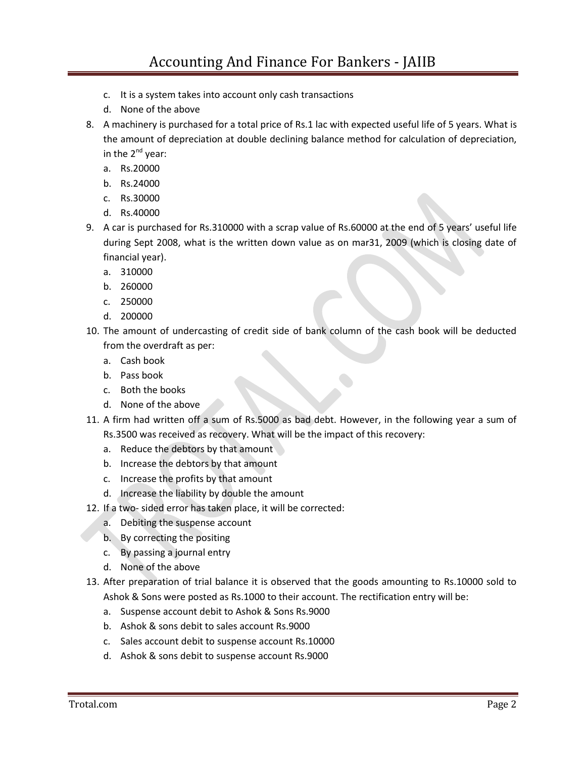c. It is a system takes into account only cash transactions
d. None of the above

8. A machinery is purchased for a total price of Rs.1 lac with expected useful life of 5 years. What is the amount of depreciation at double declining balance method for calculation of depreciation, in the 2nd year:
   a. Rs.20000
   b. Rs.24000
   c. Rs.30000
   d. Rs.40000
9. A car is purchased for Rs.310000 with a scrap value of Rs.60000 at the end of 5 years' useful life during Sept 2008, what is the written down value as on mar31, 2009 (which is closing date of financial year).
   a. 310000
   b. 260000
   c. 250000
   d. 200000
10. The amount of undercasting of credit side of bank column of the cash book will be deducted from the overdraft as per:
    a. Cash book
    b. Pass book
    c. Both the books
    d. None of the above
11. A firm had written off a sum of Rs.5000 as bad debt. However, in the following year a sum of Rs.3500 was received as recovery. What will be the impact of this recovery:
    a. Reduce the debtors by that amount
    b. Increase the debtors by that amount
    c. Increase the profits by that amount
    d. Increase the liability by double the amount
12. If a two- sided error has taken place, it will be corrected:
    a. Debiting the suspense account
    b. By correcting the positing
    c. By passing a journal entry
    d. None of the above
13. After preparation of trial balance it is observed that the goods amounting to Rs.10000 sold to Ashok & Sons were posted as Rs.1000 to their account. The rectification entry will be:
    a. Suspense account debit to Ashok & Sons Rs.9000
    b. Ashok & sons debit to sales account Rs.9000
    c. Sales account debit to suspense account Rs.10000
    d. Ashok & sons debit to suspense account Rs.9000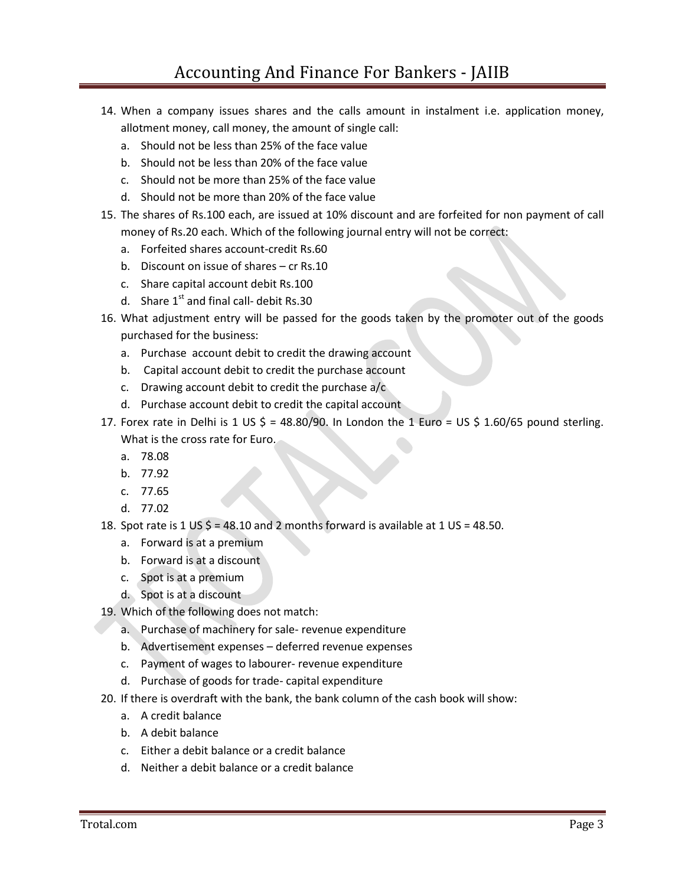14. When a company issues shares and the calls amount in instalment i.e. application money, allotment money, call money, the amount of single call:
    a. Should not be less than 25% of the face value
    b. Should not be less than 20% of the face value
    c. Should not be more than 25% of the face value
    d. Should not be more than 20% of the face value
15. The shares of Rs.100 each, are issued at 10% discount and are forfeited for non payment of call money of Rs.20 each. Which of the following journal entry will not be correct:
    a. Forfeited shares account-credit Rs.60
    b. Discount on issue of shares – cr Rs.10
    c. Share capital account debit Rs.100
    d. Share 1st and final call- debit Rs.30
16. What adjustment entry will be passed for the goods taken by the promoter out of the goods purchased for the business:
    a. Purchase account debit to credit the drawing account
    b. Capital account debit to credit the purchase account
    c. Drawing account debit to credit the purchase a/c
    d. Purchase account debit to credit the capital account
17. Forex rate in Delhi is 1 US $ = 48.80/90. In London the 1 Euro = US $ 1.60/65 pound sterling. What is the cross rate for Euro.
    a. 78.08
    b. 77.92
    c. 77.65
    d. 77.02
18. Spot rate is 1 US $ = 48.10 and 2 months forward is available at 1 US = 48.50.
    a. Forward is at a premium
    b. Forward is at a discount
    c. Spot is at a premium
    d. Spot is at a discount
19. Which of the following does not match:
    a. Purchase of machinery for sale- revenue expenditure
    b. Advertisement expenses – deferred revenue expenses
    c. Payment of wages to labourer- revenue expenditure
    d. Purchase of goods for trade- capital expenditure
20. If there is overdraft with the bank, the bank column of the cash book will show:
    a. A credit balance
    b. A debit balance
    c. Either a debit balance or a credit balance
    d. Neither a debit balance or a credit balance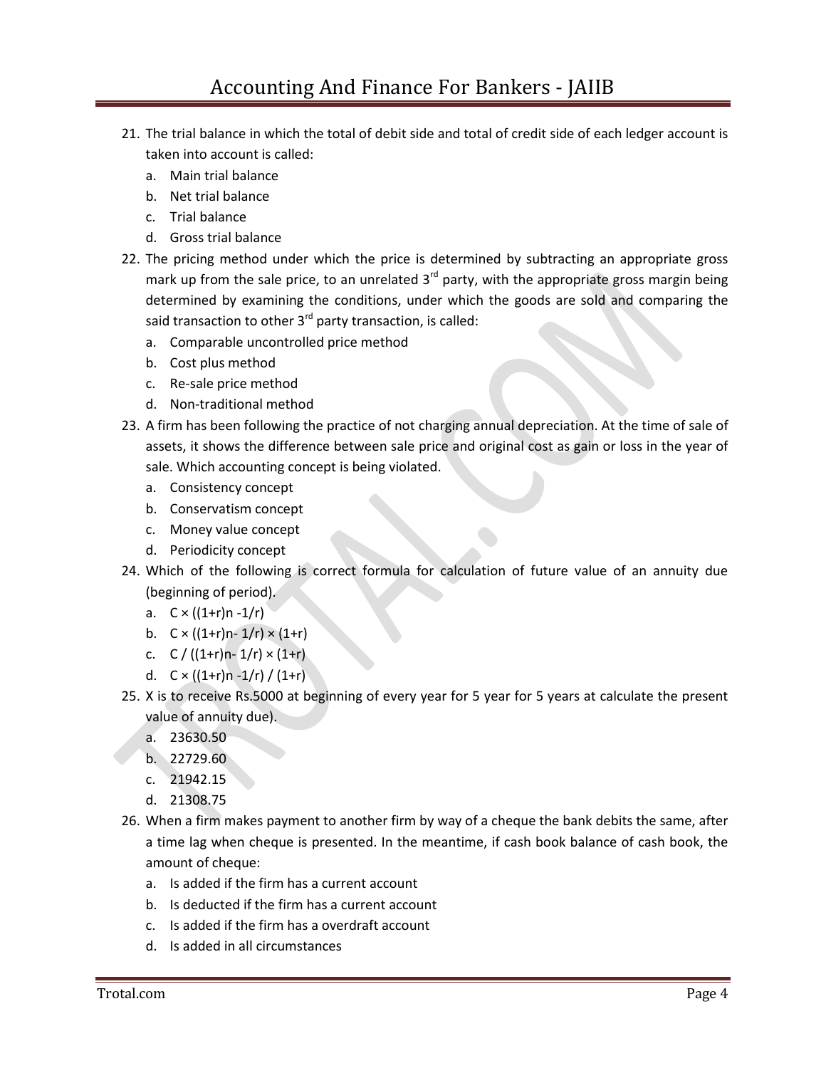21. The trial balance in which the total of debit side and total of credit side of each ledger account is taken into account is called:
    a. Main trial balance
    b. Net trial balance
    c. Trial balance
    d. Gross trial balance
22. The pricing method under which the price is determined by subtracting an appropriate gross mark up from the sale price, to an unrelated 3rd party, with the appropriate gross margin being determined by examining the conditions, under which the goods are sold and comparing the said transaction to other 3rd party transaction, is called:
    a. Comparable uncontrolled price method
    b. Cost plus method
    c. Re-sale price method
    d. Non-traditional method
23. A firm has been following the practice of not charging annual depreciation. At the time of sale of assets, it shows the difference between sale price and original cost as gain or loss in the year of sale. Which accounting concept is being violated.
    a. Consistency concept
    b. Conservatism concept
    c. Money value concept
    d. Periodicity concept
24. Which of the following is correct formula for calculation of future value of an annuity due (beginning of period).
    a. C × ((1+r)n -1/r)
    b. C × ((1+r)n- 1/r) × (1+r)
    c. C / ((1+r)n- 1/r) × (1+r)
    d. C × ((1+r)n -1/r) / (1+r)
25. X is to receive Rs.5000 at beginning of every year for 5 year for 5 years at calculate the present value of annuity due).
    a. 23630.50
    b. 22729.60
    c. 21942.15
    d. 21308.75
26. When a firm makes payment to another firm by way of a cheque the bank debits the same, after a time lag when cheque is presented. In the meantime, if cash book balance of cash book, the amount of cheque:
    a. Is added if the firm has a current account
    b. Is deducted if the firm has a current account
    c. Is added if the firm has a overdraft account
    d. Is added in all circumstances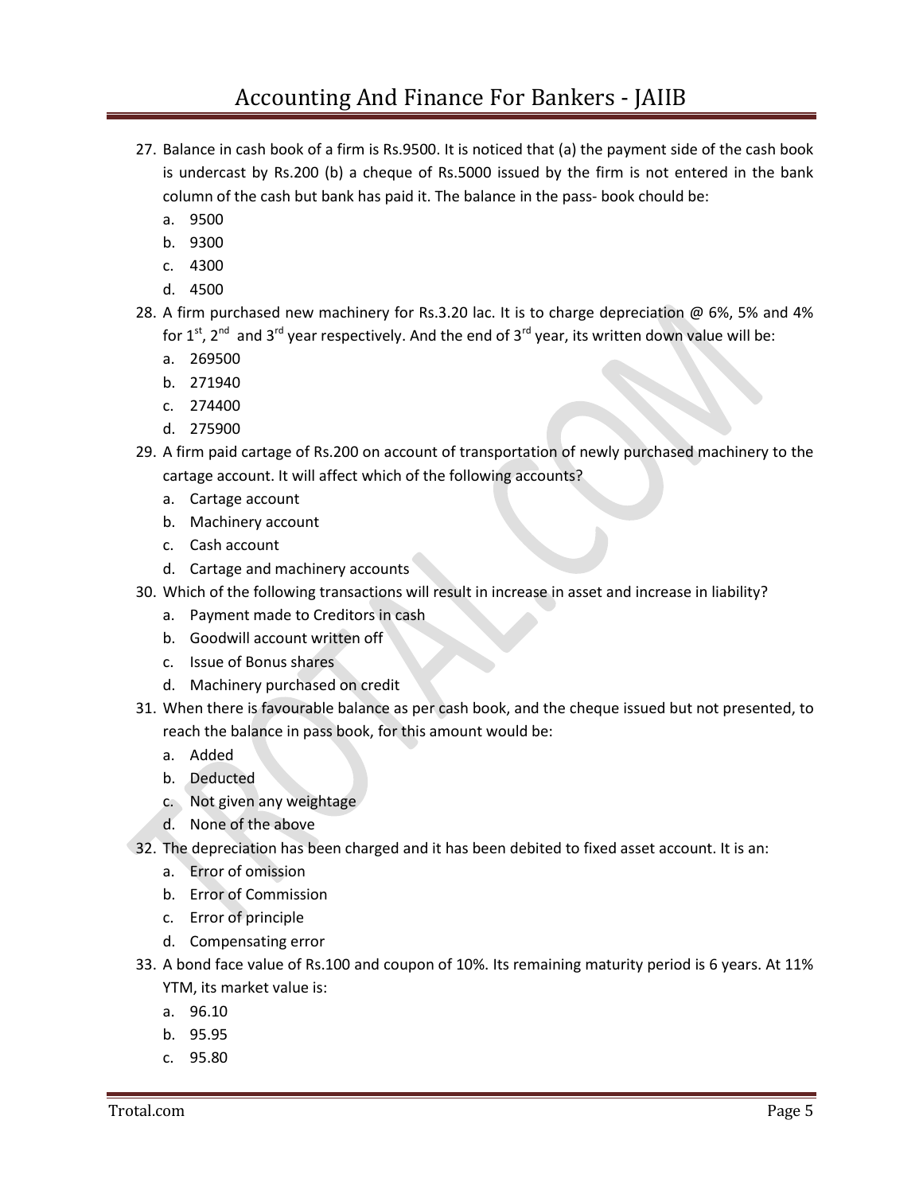27. Balance in cash book of a firm is Rs.9500. It is noticed that (a) the payment side of the cash book is undercast by Rs.200 (b) a cheque of Rs.5000 issued by the firm is not entered in the bank column of the cash but bank has paid it. The balance in the pass- book chould be:
    a. 9500
    b. 9300
    c. 4300
    d. 4500
28. A firm purchased new machinery for Rs.3.20 lac. It is to charge depreciation @ 6%, 5% and 4% for 1st, 2nd and 3rd year respectively. And the end of 3rd year, its written down value will be:
    a. 269500
    b. 271940
    c. 274400
    d. 275900
29. A firm paid cartage of Rs.200 on account of transportation of newly purchased machinery to the cartage account. It will affect which of the following accounts?
    a. Cartage account
    b. Machinery account
    c. Cash account
    d. Cartage and machinery accounts
30. Which of the following transactions will result in increase in asset and increase in liability?
    a. Payment made to Creditors in cash
    b. Goodwill account written off
    c. Issue of Bonus shares
    d. Machinery purchased on credit
31. When there is favourable balance as per cash book, and the cheque issued but not presented, to reach the balance in pass book, for this amount would be:
    a. Added
    b. Deducted
    c. Not given any weightage
    d. None of the above
32. The depreciation has been charged and it has been debited to fixed asset account. It is an:
    a. Error of omission
    b. Error of Commission
    c. Error of principle
    d. Compensating error
33. A bond face value of Rs.100 and coupon of 10%. Its remaining maturity period is 6 years. At 11% YTM, its market value is:
    a. 96.10
    b. 95.95
    c. 95.80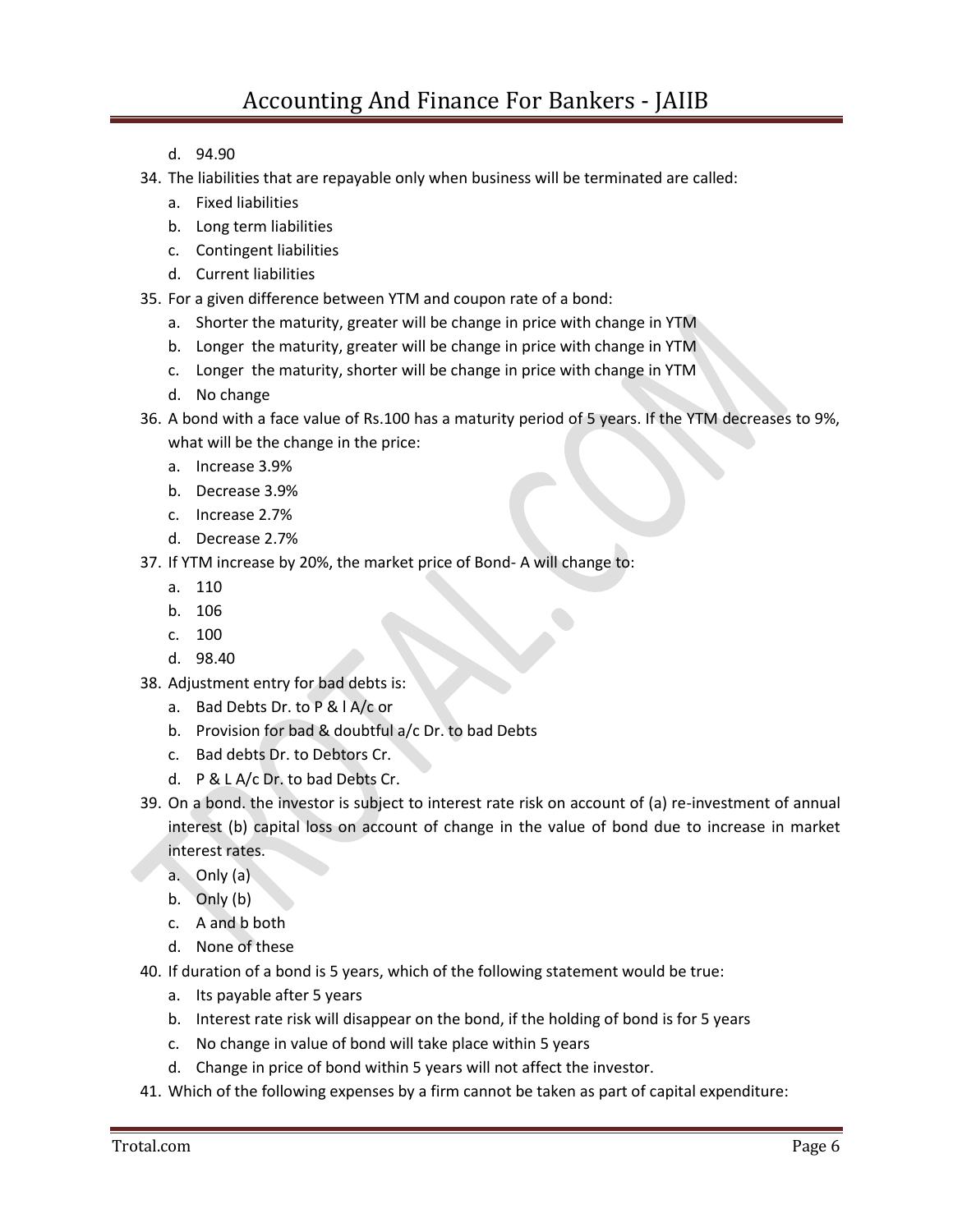d. 94.90

34. The liabilities that are repayable only when business will be terminated are called:
    a. Fixed liabilities
    b. Long term liabilities
    c. Contingent liabilities
    d. Current liabilities
35. For a given difference between YTM and coupon rate of a bond:
    a. Shorter the maturity, greater will be change in price with change in YTM
    b. Longer the maturity, greater will be change in price with change in YTM
    c. Longer the maturity, shorter will be change in price with change in YTM
    d. No change
36. A bond with a face value of Rs.100 has a maturity period of 5 years. If the YTM decreases to 9%, what will be the change in the price:
    a. Increase 3.9%
    b. Decrease 3.9%
    c. Increase 2.7%
    d. Decrease 2.7%
37. If YTM increase by 20%, the market price of Bond- A will change to:
    a. 110
    b. 106
    c. 100
    d. 98.40
38. Adjustment entry for bad debts is:
    a. Bad Debts Dr. to P & l A/c or
    b. Provision for bad & doubtful a/c Dr. to bad Debts
    c. Bad debts Dr. to Debtors Cr.
    d. P & L A/c Dr. to bad Debts Cr.
39. On a bond. the investor is subject to interest rate risk on account of (a) re-investment of annual interest (b) capital loss on account of change in the value of bond due to increase in market interest rates.
    a. Only (a)
    b. Only (b)
    c. A and b both
    d. None of these
40. If duration of a bond is 5 years, which of the following statement would be true:
    a. Its payable after 5 years
    b. Interest rate risk will disappear on the bond, if the holding of bond is for 5 years
    c. No change in value of bond will take place within 5 years
    d. Change in price of bond within 5 years will not affect the investor.
41. Which of the following expenses by a firm cannot be taken as part of capital expenditure: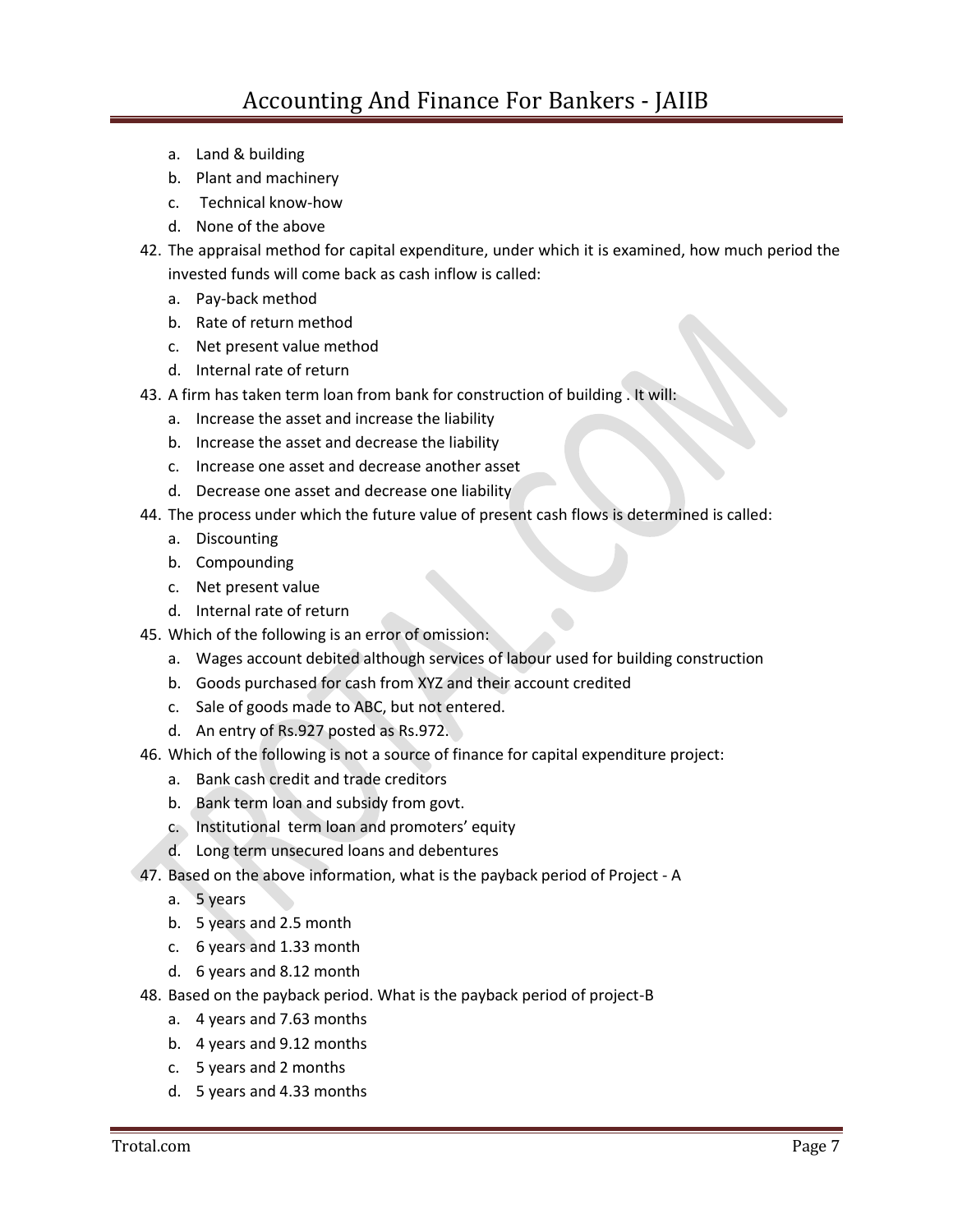a. Land & building
b. Plant and machinery
c. Technical know-how
d. None of the above

42. The appraisal method for capital expenditure, under which it is examined, how much period the invested funds will come back as cash inflow is called:
    a. Pay-back method
    b. Rate of return method
    c. Net present value method
    d. Internal rate of return
43. A firm has taken term loan from bank for construction of building . It will:
    a. Increase the asset and increase the liability
    b. Increase the asset and decrease the liability
    c. Increase one asset and decrease another asset
    d. Decrease one asset and decrease one liability
44. The process under which the future value of present cash flows is determined is called:
    a. Discounting
    b. Compounding
    c. Net present value
    d. Internal rate of return
45. Which of the following is an error of omission:
    a. Wages account debited although services of labour used for building construction
    b. Goods purchased for cash from XYZ and their account credited
    c. Sale of goods made to ABC, but not entered.
    d. An entry of Rs.927 posted as Rs.972.
46. Which of the following is not a source of finance for capital expenditure project:
    a. Bank cash credit and trade creditors
    b. Bank term loan and subsidy from govt.
    c. Institutional term loan and promoters' equity
    d. Long term unsecured loans and debentures
47. Based on the above information, what is the payback period of Project - A
    a. 5 years
    b. 5 years and 2.5 month
    c. 6 years and 1.33 month
    d. 6 years and 8.12 month
48. Based on the payback period. What is the payback period of project-B
    a. 4 years and 7.63 months
    b. 4 years and 9.12 months
    c. 5 years and 2 months
    d. 5 years and 4.33 months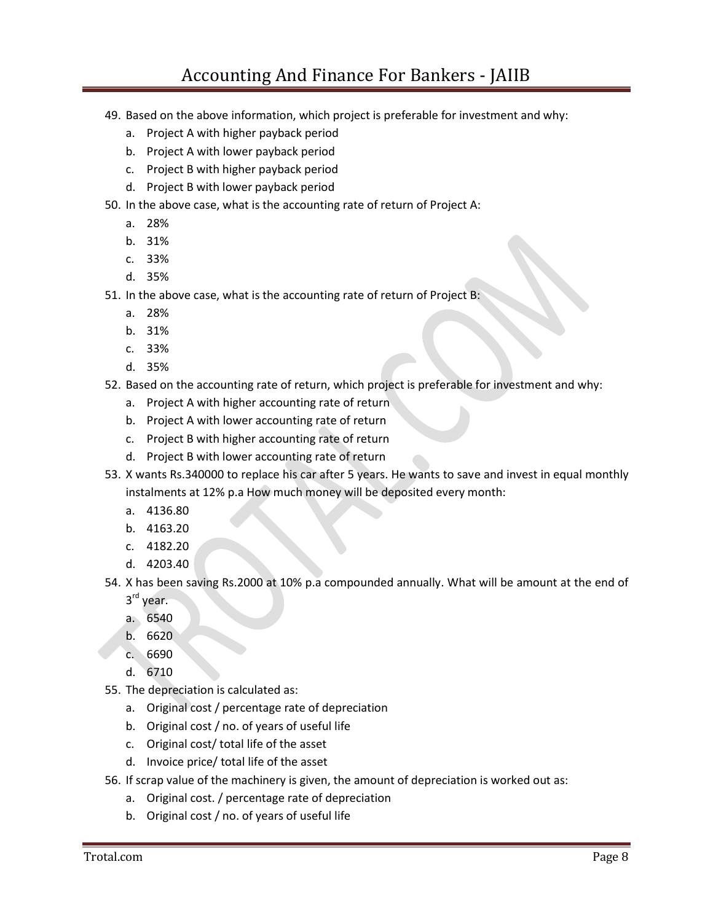49. Based on the above information, which project is preferable for investment and why:
    a. Project A with higher payback period
    b. Project A with lower payback period
    c. Project B with higher payback period
    d. Project B with lower payback period
50. In the above case, what is the accounting rate of return of Project A:
    a. 28%
    b. 31%
    c. 33%
    d. 35%
51. In the above case, what is the accounting rate of return of Project B:
    a. 28%
    b. 31%
    c. 33%
    d. 35%
52. Based on the accounting rate of return, which project is preferable for investment and why:
    a. Project A with higher accounting rate of return
    b. Project A with lower accounting rate of return
    c. Project B with higher accounting rate of return
    d. Project B with lower accounting rate of return
53. X wants Rs.340000 to replace his car after 5 years. He wants to save and invest in equal monthly instalments at 12% p.a How much money will be deposited every month:
    a. 4136.80
    b. 4163.20
    c. 4182.20
    d. 4203.40
54. X has been saving Rs.2000 at 10% p.a compounded annually. What will be amount at the end of 3rd year.
    a. 6540
    b. 6620
    c. 6690
    d. 6710
55. The depreciation is calculated as:
    a. Original cost / percentage rate of depreciation
    b. Original cost / no. of years of useful life
    c. Original cost/ total life of the asset
    d. Invoice price/ total life of the asset
56. If scrap value of the machinery is given, the amount of depreciation is worked out as:
    a. Original cost. / percentage rate of depreciation
    b. Original cost / no. of years of useful life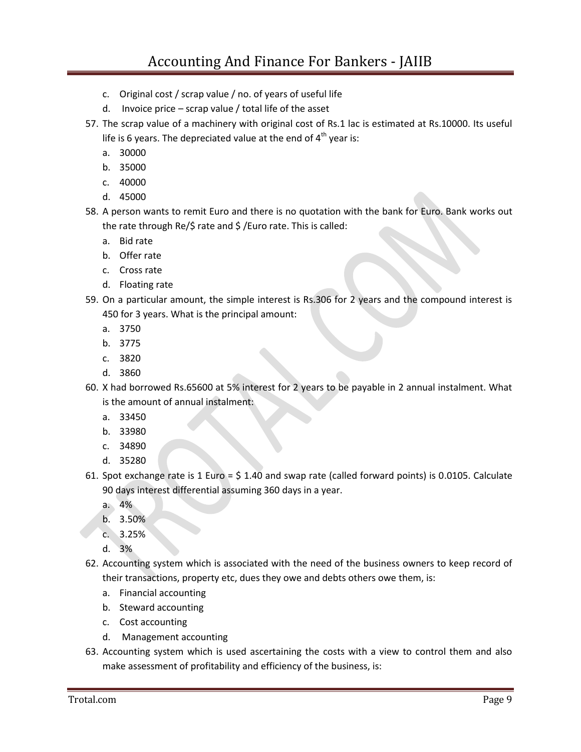c. Original cost / scrap value / no. of years of useful life
d. Invoice price – scrap value / total life of the asset

57. The scrap value of a machinery with original cost of Rs.1 lac is estimated at Rs.10000. Its useful life is 6 years. The depreciated value at the end of 4th year is:
    a. 30000
    b. 35000
    c. 40000
    d. 45000
58. A person wants to remit Euro and there is no quotation with the bank for Euro. Bank works out the rate through Re/$ rate and $ /Euro rate. This is called:
    a. Bid rate
    b. Offer rate
    c. Cross rate
    d. Floating rate
59. On a particular amount, the simple interest is Rs.306 for 2 years and the compound interest is 450 for 3 years. What is the principal amount:
    a. 3750
    b. 3775
    c. 3820
    d. 3860
60. X had borrowed Rs.65600 at 5% interest for 2 years to be payable in 2 annual instalment. What is the amount of annual instalment:
    a. 33450
    b. 33980
    c. 34890
    d. 35280
61. Spot exchange rate is 1 Euro = $ 1.40 and swap rate (called forward points) is 0.0105. Calculate 90 days interest differential assuming 360 days in a year.
    a. 4%
    b. 3.50%
    c. 3.25%
    d. 3%
62. Accounting system which is associated with the need of the business owners to keep record of their transactions, property etc, dues they owe and debts others owe them, is:
    a. Financial accounting
    b. Steward accounting
    c. Cost accounting
    d. Management accounting
63. Accounting system which is used ascertaining the costs with a view to control them and also make assessment of profitability and efficiency of the business, is: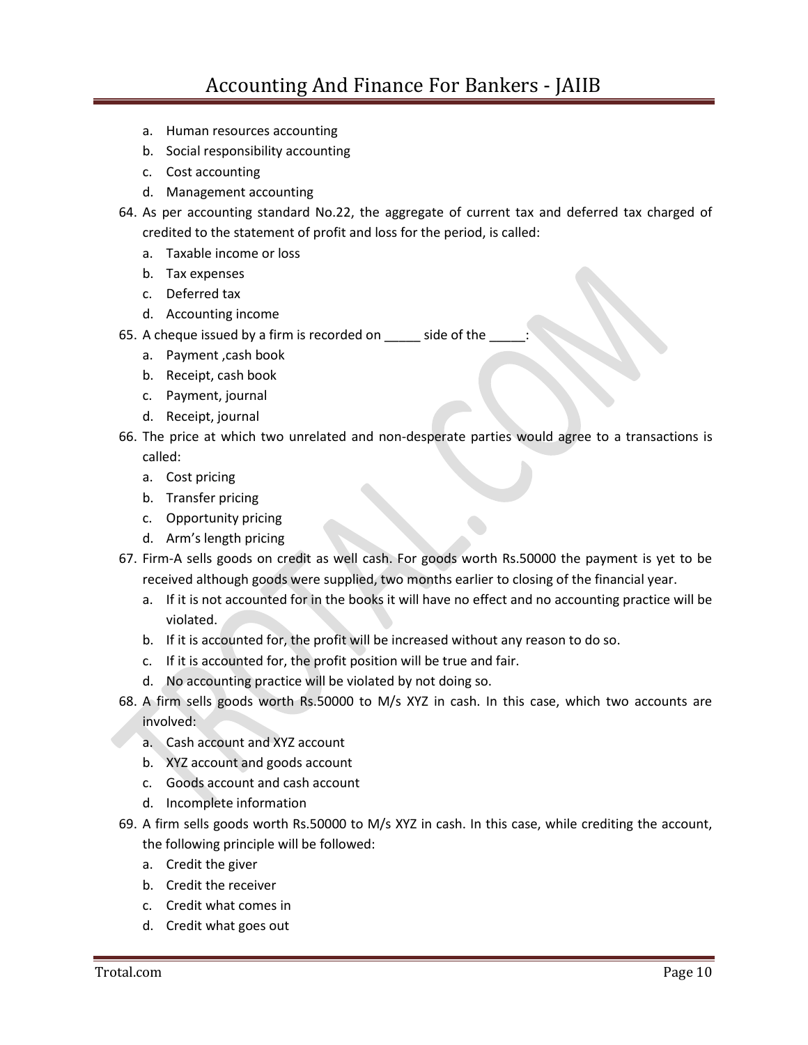a. Human resources accounting
b. Social responsibility accounting
c. Cost accounting
d. Management accounting

64. As per accounting standard No.22, the aggregate of current tax and deferred tax charged of credited to the statement of profit and loss for the period, is called:
    a. Taxable income or loss
    b. Tax expenses
    c. Deferred tax
    d. Accounting income
65. A cheque issued by a firm is recorded on _____ side of the _____:
    a. Payment ,cash book
    b. Receipt, cash book
    c. Payment, journal
    d. Receipt, journal
66. The price at which two unrelated and non-desperate parties would agree to a transactions is called:
    a. Cost pricing
    b. Transfer pricing
    c. Opportunity pricing
    d. Arm's length pricing
67. Firm-A sells goods on credit as well cash. For goods worth Rs.50000 the payment is yet to be received although goods were supplied, two months earlier to closing of the financial year.
    a. If it is not accounted for in the books it will have no effect and no accounting practice will be violated.
    b. If it is accounted for, the profit will be increased without any reason to do so.
    c. If it is accounted for, the profit position will be true and fair.
    d. No accounting practice will be violated by not doing so.
68. A firm sells goods worth Rs.50000 to M/s XYZ in cash. In this case, which two accounts are involved:
    a. Cash account and XYZ account
    b. XYZ account and goods account
    c. Goods account and cash account
    d. Incomplete information
69. A firm sells goods worth Rs.50000 to M/s XYZ in cash. In this case, while crediting the account, the following principle will be followed:
    a. Credit the giver
    b. Credit the receiver
    c. Credit what comes in
    d. Credit what goes out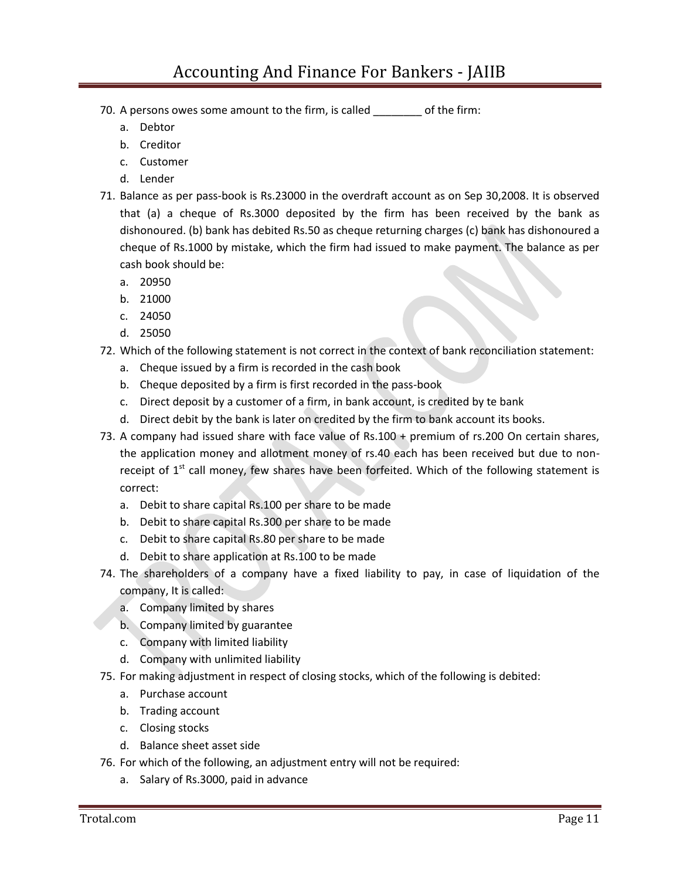70. A persons owes some amount to the firm, is called ________ of the firm:
    a. Debtor
    b. Creditor
    c. Customer
    d. Lender
71. Balance as per pass-book is Rs.23000 in the overdraft account as on Sep 30,2008. It is observed that (a) a cheque of Rs.3000 deposited by the firm has been received by the bank as dishonoured. (b) bank has debited Rs.50 as cheque returning charges (c) bank has dishonoured a cheque of Rs.1000 by mistake, which the firm had issued to make payment. The balance as per cash book should be:
    a. 20950
    b. 21000
    c. 24050
    d. 25050
72. Which of the following statement is not correct in the context of bank reconciliation statement:
    a. Cheque issued by a firm is recorded in the cash book
    b. Cheque deposited by a firm is first recorded in the pass-book
    c. Direct deposit by a customer of a firm, in bank account, is credited by te bank
    d. Direct debit by the bank is later on credited by the firm to bank account its books.
73. A company had issued share with face value of Rs.100 + premium of rs.200 On certain shares, the application money and allotment money of rs.40 each has been received but due to non-receipt of 1st call money, few shares have been forfeited. Which of the following statement is correct:
    a. Debit to share capital Rs.100 per share to be made
    b. Debit to share capital Rs.300 per share to be made
    c. Debit to share capital Rs.80 per share to be made
    d. Debit to share application at Rs.100 to be made
74. The shareholders of a company have a fixed liability to pay, in case of liquidation of the company, It is called:
    a. Company limited by shares
    b. Company limited by guarantee
    c. Company with limited liability
    d. Company with unlimited liability
75. For making adjustment in respect of closing stocks, which of the following is debited:
    a. Purchase account
    b. Trading account
    c. Closing stocks
    d. Balance sheet asset side
76. For which of the following, an adjustment entry will not be required:
    a. Salary of Rs.3000, paid in advance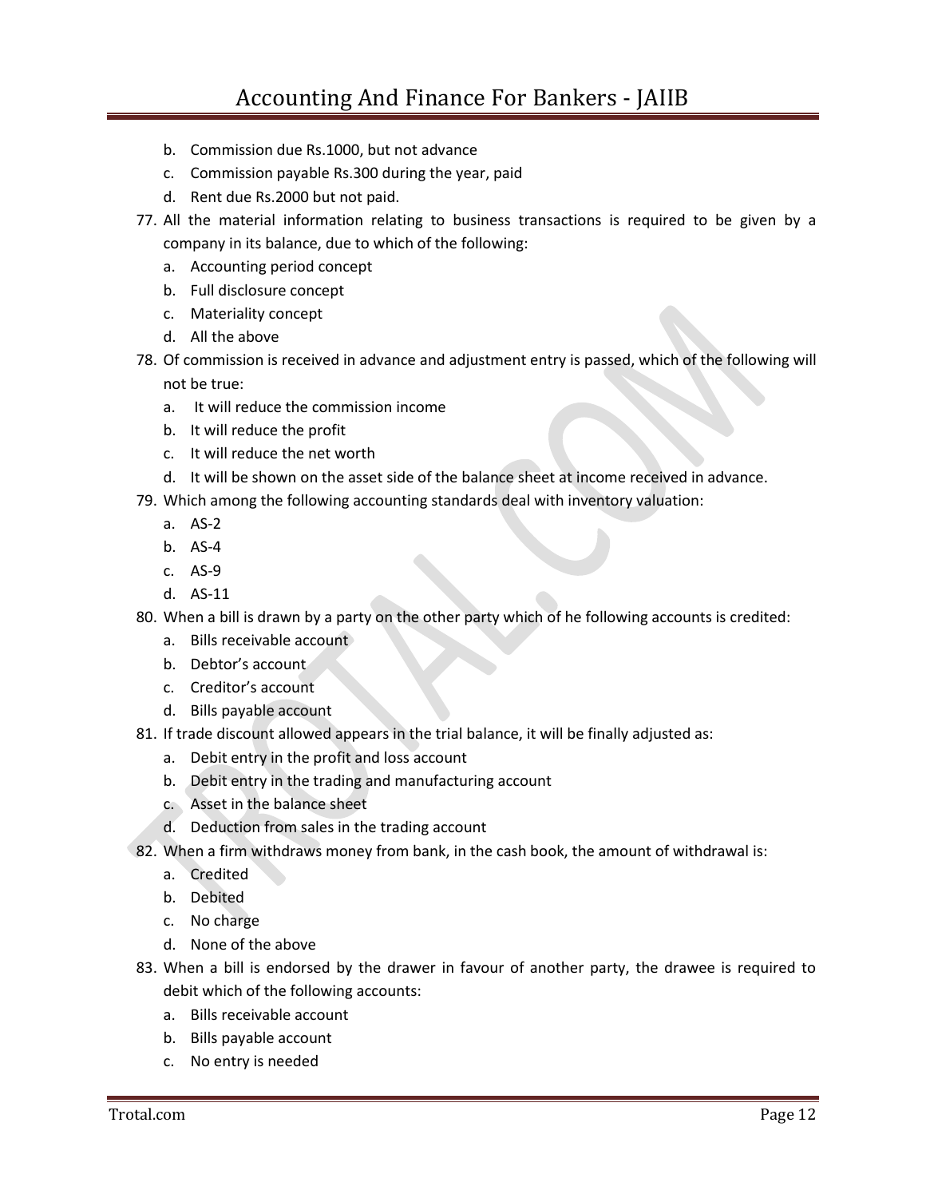b. Commission due Rs.1000, but not advance
c. Commission payable Rs.300 during the year, paid
d. Rent due Rs.2000 but not paid.

77. All the material information relating to business transactions is required to be given by a company in its balance, due to which of the following:
    a. Accounting period concept
    b. Full disclosure concept
    c. Materiality concept
    d. All the above
78. Of commission is received in advance and adjustment entry is passed, which of the following will not be true:
    a. It will reduce the commission income
    b. It will reduce the profit
    c. It will reduce the net worth
    d. It will be shown on the asset side of the balance sheet at income received in advance.
79. Which among the following accounting standards deal with inventory valuation:
    a. AS-2
    b. AS-4
    c. AS-9
    d. AS-11
80. When a bill is drawn by a party on the other party which of he following accounts is credited:
    a. Bills receivable account
    b. Debtor's account
    c. Creditor's account
    d. Bills payable account
81. If trade discount allowed appears in the trial balance, it will be finally adjusted as:
    a. Debit entry in the profit and loss account
    b. Debit entry in the trading and manufacturing account
    c. Asset in the balance sheet
    d. Deduction from sales in the trading account
82. When a firm withdraws money from bank, in the cash book, the amount of withdrawal is:
    a. Credited
    b. Debited
    c. No charge
    d. None of the above
83. When a bill is endorsed by the drawer in favour of another party, the drawee is required to debit which of the following accounts:
    a. Bills receivable account
    b. Bills payable account
    c. No entry is needed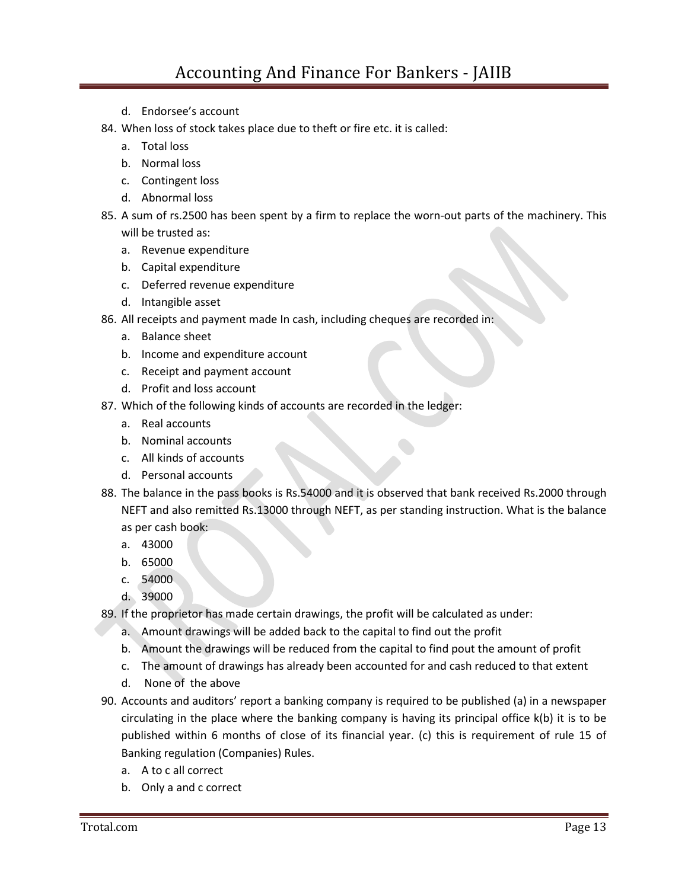d. Endorsee's account

84. When loss of stock takes place due to theft or fire etc. it is called:
    a. Total loss
    b. Normal loss
    c. Contingent loss
    d. Abnormal loss
85. A sum of rs.2500 has been spent by a firm to replace the worn-out parts of the machinery. This will be trusted as:
    a. Revenue expenditure
    b. Capital expenditure
    c. Deferred revenue expenditure
    d. Intangible asset
86. All receipts and payment made In cash, including cheques are recorded in:
    a. Balance sheet
    b. Income and expenditure account
    c. Receipt and payment account
    d. Profit and loss account
87. Which of the following kinds of accounts are recorded in the ledger:
    a. Real accounts
    b. Nominal accounts
    c. All kinds of accounts
    d. Personal accounts
88. The balance in the pass books is Rs.54000 and it is observed that bank received Rs.2000 through NEFT and also remitted Rs.13000 through NEFT, as per standing instruction. What is the balance as per cash book:
    a. 43000
    b. 65000
    c. 54000
    d. 39000
89. If the proprietor has made certain drawings, the profit will be calculated as under:
    a. Amount drawings will be added back to the capital to find out the profit
    b. Amount the drawings will be reduced from the capital to find pout the amount of profit
    c. The amount of drawings has already been accounted for and cash reduced to that extent
    d. None of the above
90. Accounts and auditors' report a banking company is required to be published (a) in a newspaper circulating in the place where the banking company is having its principal office k(b) it is to be published within 6 months of close of its financial year. (c) this is requirement of rule 15 of Banking regulation (Companies) Rules.
    a. A to c all correct
    b. Only a and c correct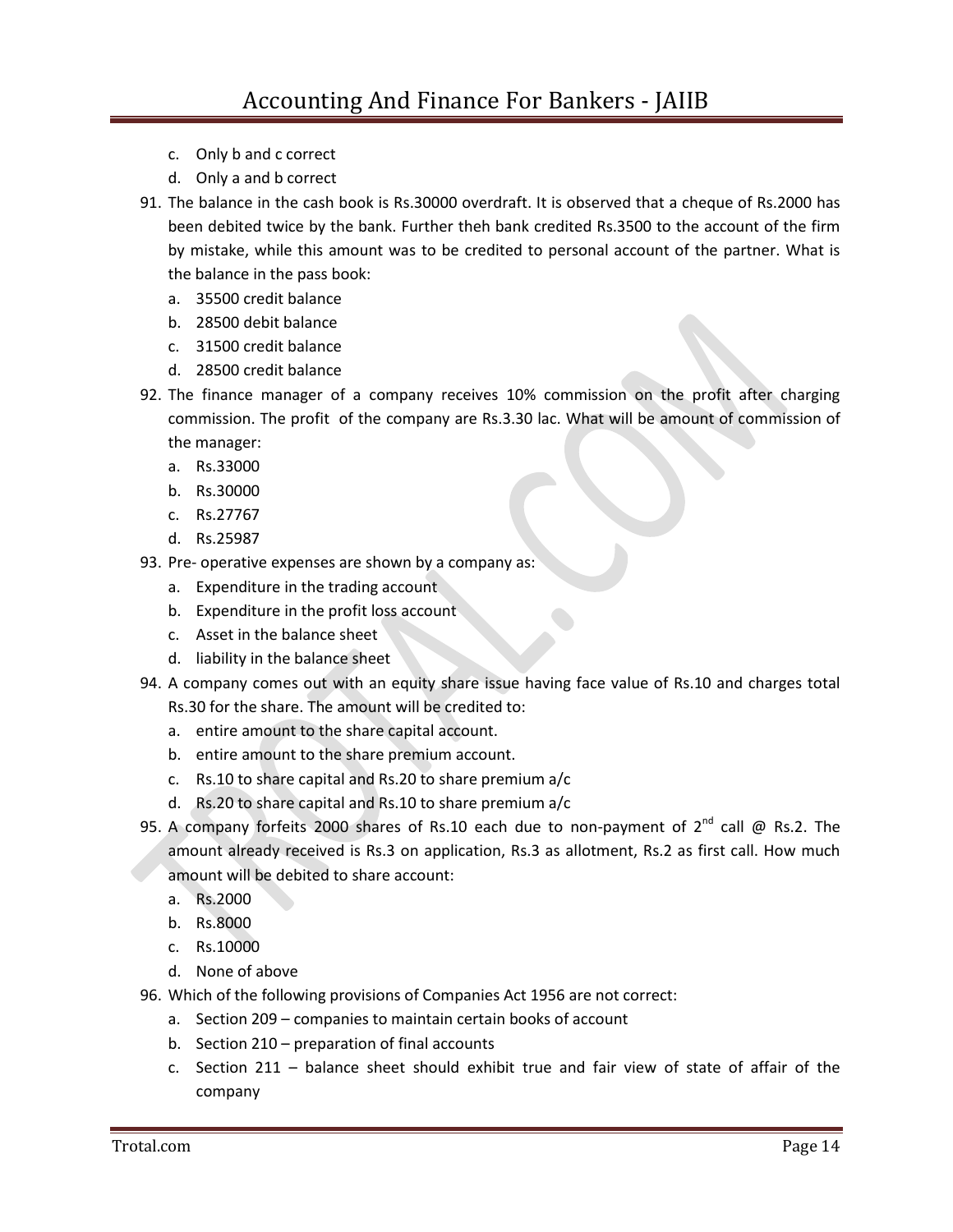c. Only b and c correct
d. Only a and b correct

91. The balance in the cash book is Rs.30000 overdraft. It is observed that a cheque of Rs.2000 has been debited twice by the bank. Further theh bank credited Rs.3500 to the account of the firm by mistake, while this amount was to be credited to personal account of the partner. What is the balance in the pass book:
    a. 35500 credit balance
    b. 28500 debit balance
    c. 31500 credit balance
    d. 28500 credit balance
92. The finance manager of a company receives 10% commission on the profit after charging commission. The profit of the company are Rs.3.30 lac. What will be amount of commission of the manager:
    a. Rs.33000
    b. Rs.30000
    c. Rs.27767
    d. Rs.25987
93. Pre- operative expenses are shown by a company as:
    a. Expenditure in the trading account
    b. Expenditure in the profit loss account
    c. Asset in the balance sheet
    d. liability in the balance sheet
94. A company comes out with an equity share issue having face value of Rs.10 and charges total Rs.30 for the share. The amount will be credited to:
    a. entire amount to the share capital account.
    b. entire amount to the share premium account.
    c. Rs.10 to share capital and Rs.20 to share premium a/c
    d. Rs.20 to share capital and Rs.10 to share premium a/c
95. A company forfeits 2000 shares of Rs.10 each due to non-payment of 2nd call @ Rs.2. The amount already received is Rs.3 on application, Rs.3 as allotment, Rs.2 as first call. How much amount will be debited to share account:
    a. Rs.2000
    b. Rs.8000
    c. Rs.10000
    d. None of above
96. Which of the following provisions of Companies Act 1956 are not correct:
    a. Section 209 – companies to maintain certain books of account
    b. Section 210 – preparation of final accounts
    c. Section 211 – balance sheet should exhibit true and fair view of state of affair of the company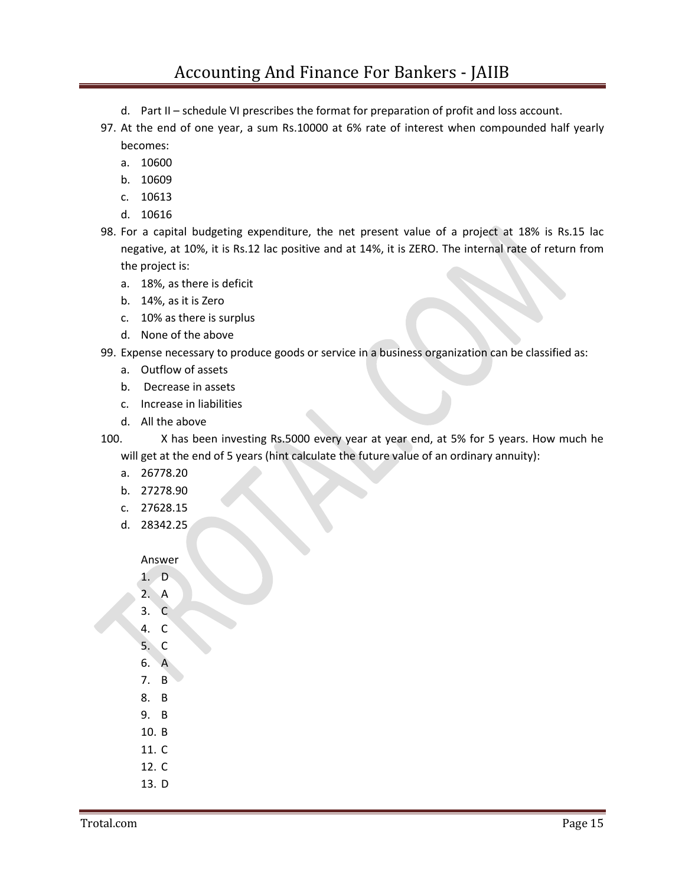d. Part II – schedule VI prescribes the format for preparation of profit and loss account.

97. At the end of one year, a sum Rs.10000 at 6% rate of interest when compounded half yearly becomes:
    a. 10600
    b. 10609
    c. 10613
    d. 10616
98. For a capital budgeting expenditure, the net present value of a project at 18% is Rs.15 lac negative, at 10%, it is Rs.12 lac positive and at 14%, it is ZERO. The internal rate of return from the project is:
    a. 18%, as there is deficit
    b. 14%, as it is Zero
    c. 10% as there is surplus
    d. None of the above
99. Expense necessary to produce goods or service in a business organization can be classified as:
    a. Outflow of assets
    b. Decrease in assets
    c. Increase in liabilities
    d. All the above
100. X has been investing Rs.5000 every year at year end, at 5% for 5 years. How much he will get at the end of 5 years (hint calculate the future value of an ordinary annuity):
    a. 26778.20
    b. 27278.90
    c. 27628.15
    d. 28342.25

Answer

1. D
2. A
3. C
4. C
5. C
6. A
7. B
8. B
9. B
10. B
11. C
12. C
13. D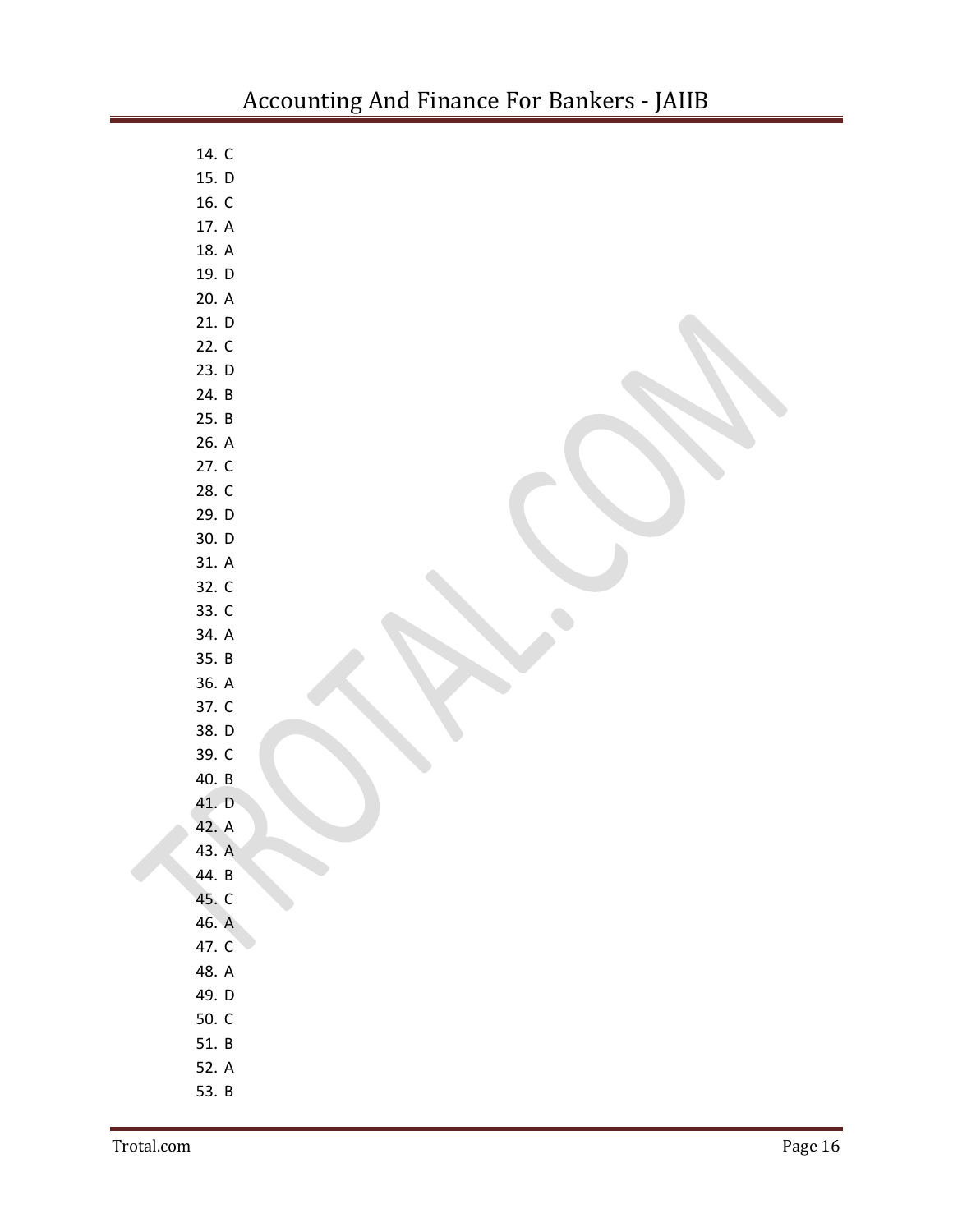14. C
15. D
16. C
17. A
18. A
19. D
20. A
21. D
22. C
23. D
24. B
25. B
26. A
27. C
28. C
29. D
30. D
31. A
32. C
33. C
34. A
35. B
36. A
37. C
38. D
39. C
40. B
41. D
42. A
43. A
44. B
45. C
46. A
47. C
48. A
49. D
50. C
51. B
52. A
53. B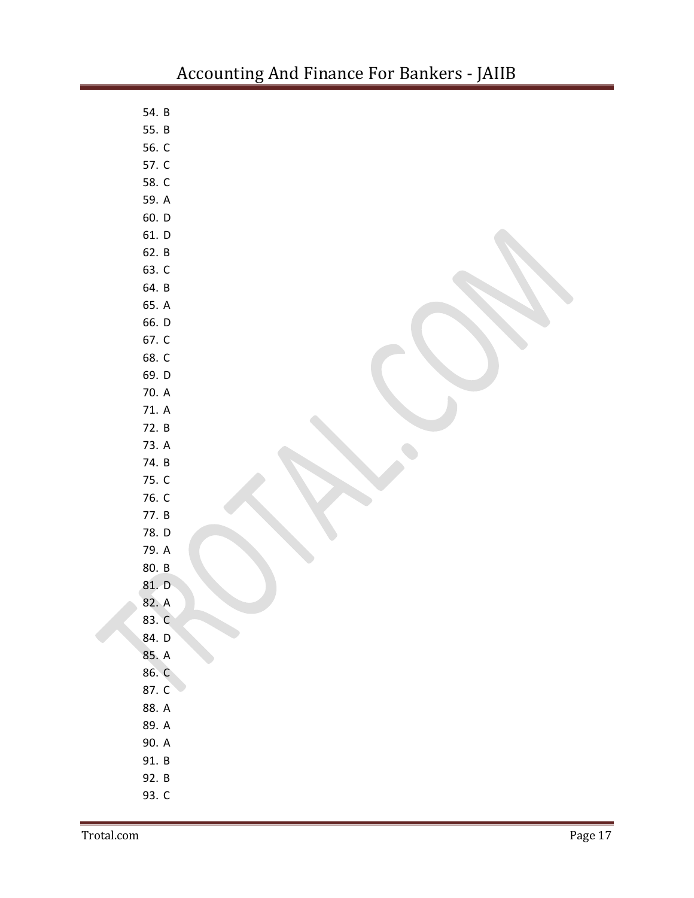54. B
55. B
56. C
57. C
58. C
59. A
60. D
61. D
62. B
63. C
64. B
65. A
66. D
67. C
68. C
69. D
70. A
71. A
72. B
73. A
74. B
75. C
76. C
77. B
78. D
79. A
80. B
81. D
82. A
83. C
84. D
85. A
86. C
87. C
88. A
89. A
90. A
91. B
92. B
93. C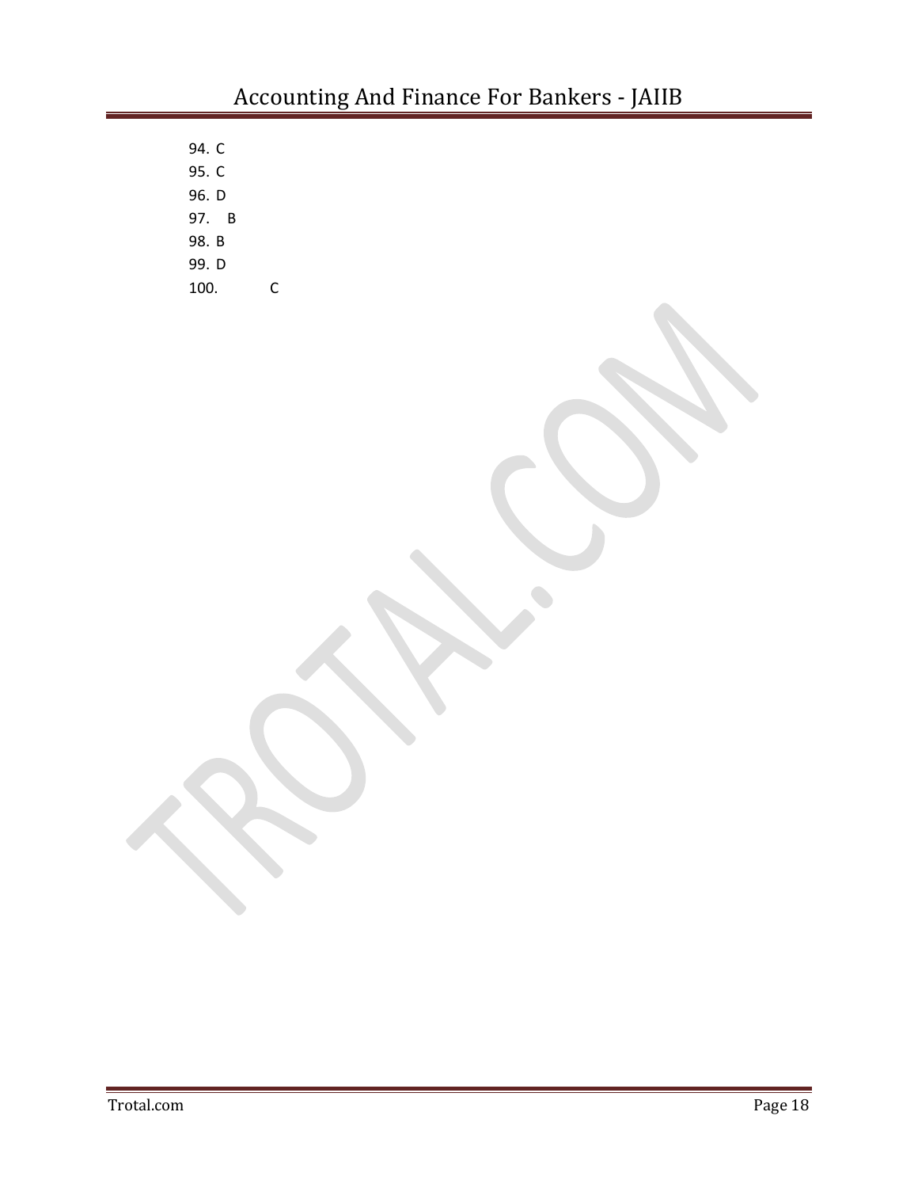94. C
95. C
96. D
97. B
98. B
99. D
100. C